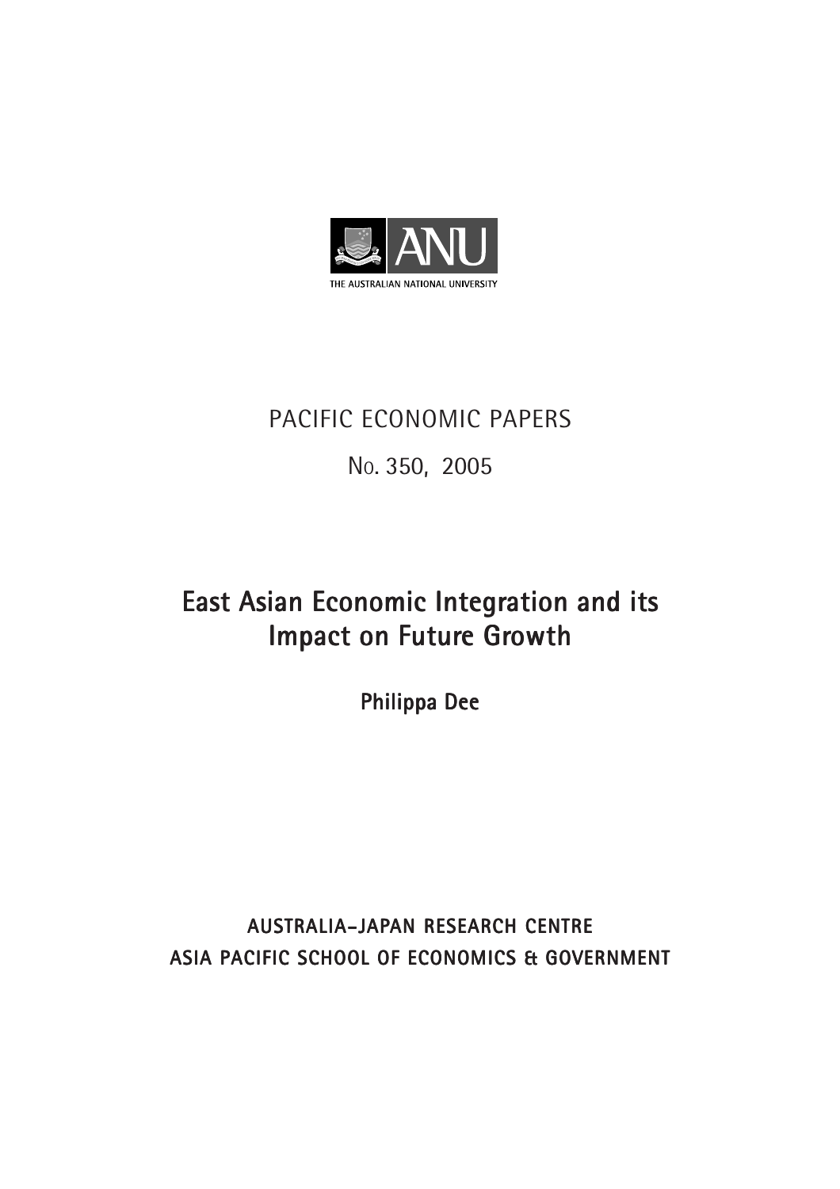THE AUSTRALIAN NATIONAL UNIVERSITY

PACIFIC ECONOMIC PAPERS

No. 350, 2005

# East Asian Economic Integration and its Impact on Future Growth

**Philippa Dee**

**AUSTRALIA–JAPAN RESEARCH CENTRE**
**ASIA PACIFIC SCHOOL OF ECONOMICS & GOVERNMENT**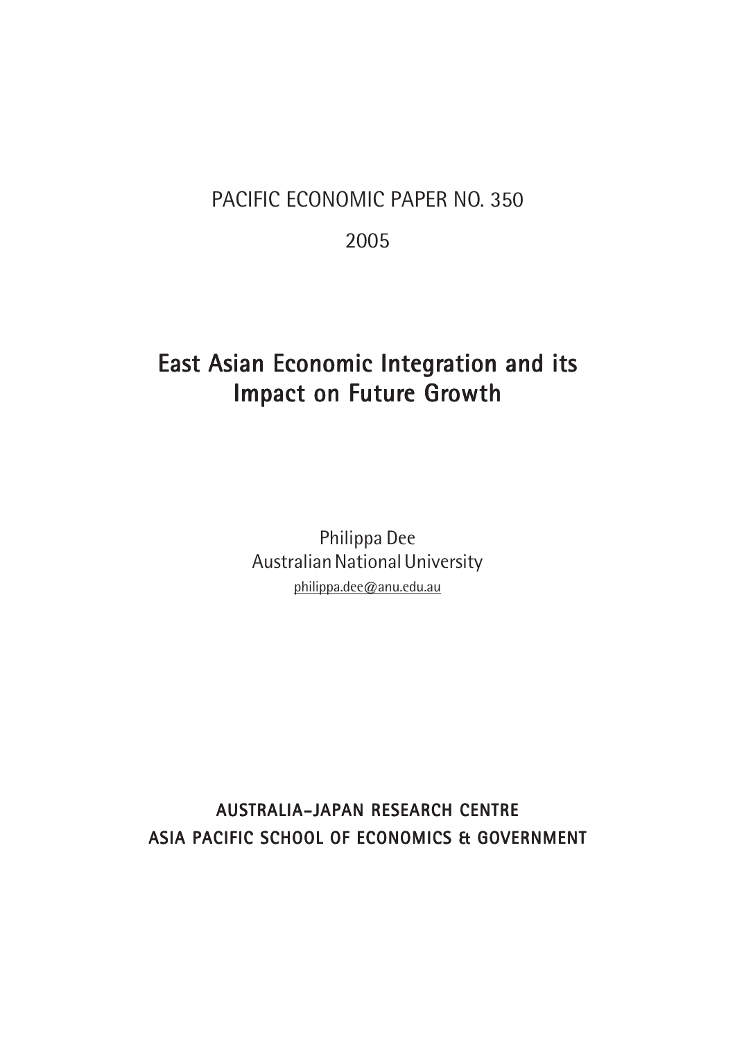PACIFIC ECONOMIC PAPER NO. 350

2005

# East Asian Economic Integration and its Impact on Future Growth

Philippa Dee
Australian National University
philippa.dee@anu.edu.au

**AUSTRALIA–JAPAN RESEARCH CENTRE**
**ASIA PACIFIC SCHOOL OF ECONOMICS & GOVERNMENT**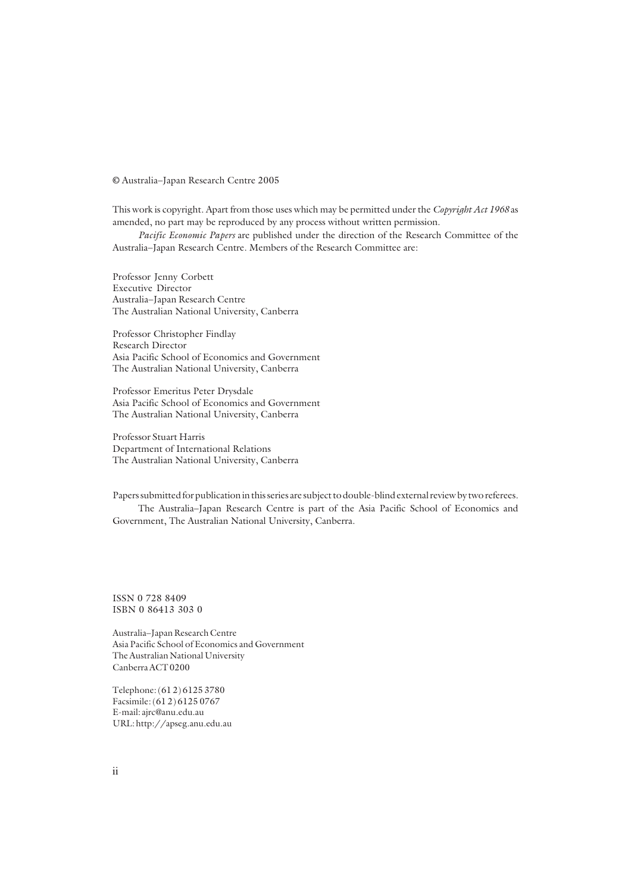© Australia–Japan Research Centre 2005

This work is copyright. Apart from those uses which may be permitted under the *Copyright Act 1968* as amended, no part may be reproduced by any process without written permission.

*Pacific Economic Papers* are published under the direction of the Research Committee of the Australia–Japan Research Centre. Members of the Research Committee are:

Professor Jenny Corbett
Executive Director
Australia–Japan Research Centre
The Australian National University, Canberra

Professor Christopher Findlay
Research Director
Asia Pacific School of Economics and Government
The Australian National University, Canberra

Professor Emeritus Peter Drysdale
Asia Pacific School of Economics and Government
The Australian National University, Canberra

Professor Stuart Harris
Department of International Relations
The Australian National University, Canberra

Papers submitted for publication in this series are subject to double-blind external review by two referees.

The Australia–Japan Research Centre is part of the Asia Pacific School of Economics and Government, The Australian National University, Canberra.

ISSN 0 728 8409
ISBN 0 86413 303 0

Australia–Japan Research Centre
Asia Pacific School of Economics and Government
The Australian National University
Canberra ACT 0200

Telephone: (61 2) 6125 3780
Facsimile: (61 2) 6125 0767
E-mail: ajrc@anu.edu.au
URL: http://apseg.anu.edu.au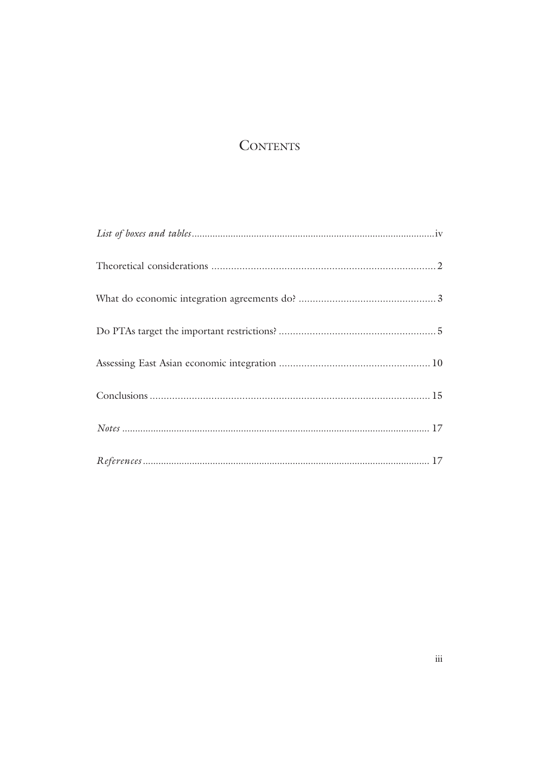# Contents

| | |
|---|---|
| *List of boxes and tables* | iv |
| Theoretical considerations | 2 |
| What do economic integration agreements do? | 3 |
| Do PTAs target the important restrictions? | 5 |
| Assessing East Asian economic integration | 10 |
| Conclusions | 15 |
| *Notes* | 17 |
| *References* | 17 |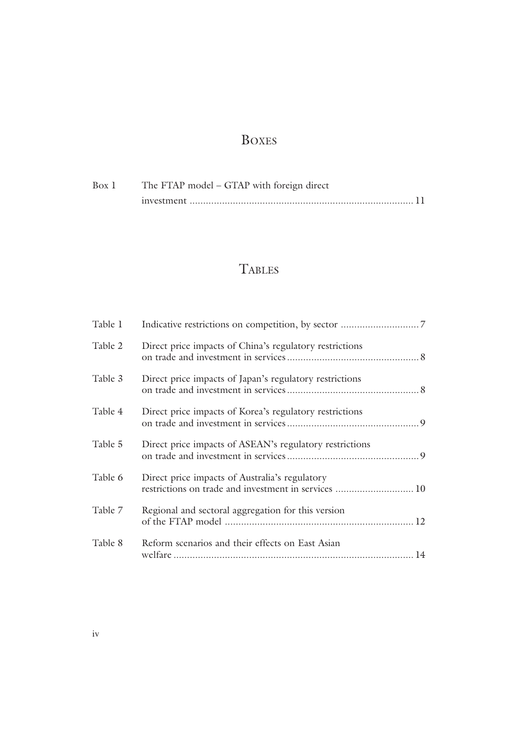# Boxes

| | | |
|---|---|---|
| Box 1 | The FTAP model – GTAP with foreign direct investment | 11 |

# Tables

| | | |
|---|---|---|
| Table 1 | Indicative restrictions on competition, by sector | 7 |
| Table 2 | Direct price impacts of China's regulatory restrictions on trade and investment in services | 8 |
| Table 3 | Direct price impacts of Japan's regulatory restrictions on trade and investment in services | 8 |
| Table 4 | Direct price impacts of Korea's regulatory restrictions on trade and investment in services | 9 |
| Table 5 | Direct price impacts of ASEAN's regulatory restrictions on trade and investment in services | 9 |
| Table 6 | Direct price impacts of Australia's regulatory restrictions on trade and investment in services | 10 |
| Table 7 | Regional and sectoral aggregation for this version of the FTAP model | 12 |
| Table 8 | Reform scenarios and their effects on East Asian welfare | 14 |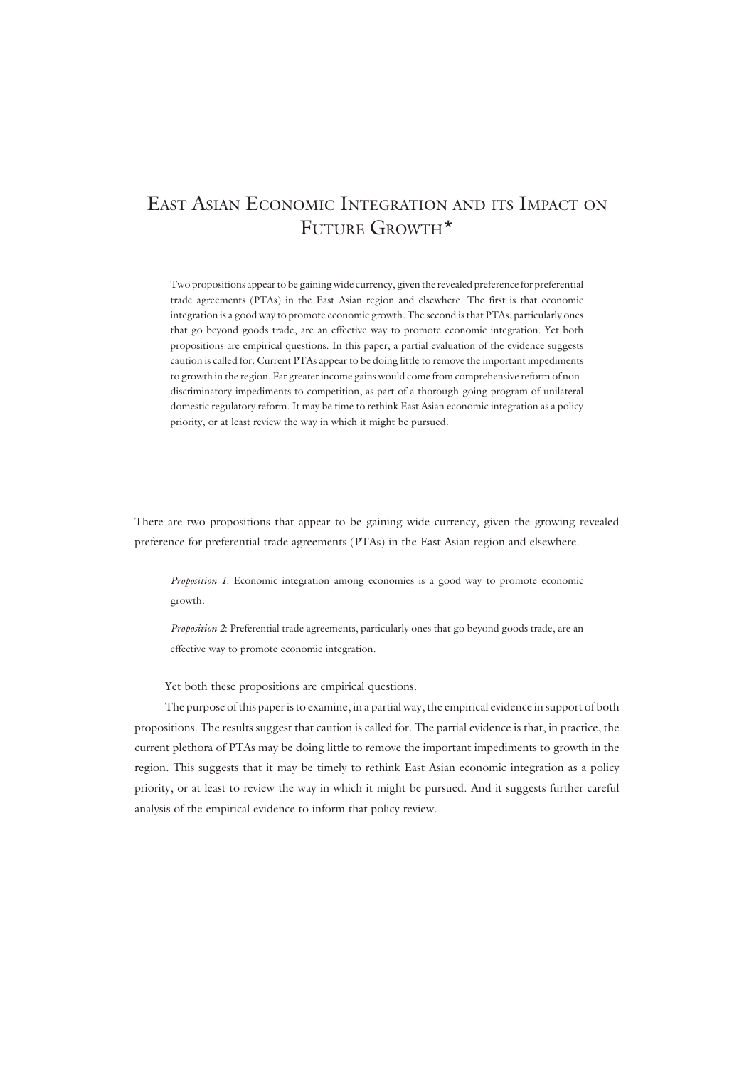# East Asian Economic Integration and its Impact on Future Growth*

Two propositions appear to be gaining wide currency, given the revealed preference for preferential trade agreements (PTAs) in the East Asian region and elsewhere. The first is that economic integration is a good way to promote economic growth. The second is that PTAs, particularly ones that go beyond goods trade, are an effective way to promote economic integration. Yet both propositions are empirical questions. In this paper, a partial evaluation of the evidence suggests caution is called for. Current PTAs appear to be doing little to remove the important impediments to growth in the region. Far greater income gains would come from comprehensive reform of non-discriminatory impediments to competition, as part of a thorough-going program of unilateral domestic regulatory reform. It may be time to rethink East Asian economic integration as a policy priority, or at least review the way in which it might be pursued.

There are two propositions that appear to be gaining wide currency, given the growing revealed preference for preferential trade agreements (PTAs) in the East Asian region and elsewhere.

> *Proposition 1*: Economic integration among economies is a good way to promote economic growth.
>
> *Proposition 2*: Preferential trade agreements, particularly ones that go beyond goods trade, are an effective way to promote economic integration.

Yet both these propositions are empirical questions.

The purpose of this paper is to examine, in a partial way, the empirical evidence in support of both propositions. The results suggest that caution is called for. The partial evidence is that, in practice, the current plethora of PTAs may be doing little to remove the important impediments to growth in the region. This suggests that it may be timely to rethink East Asian economic integration as a policy priority, or at least to review the way in which it might be pursued. And it suggests further careful analysis of the empirical evidence to inform that policy review.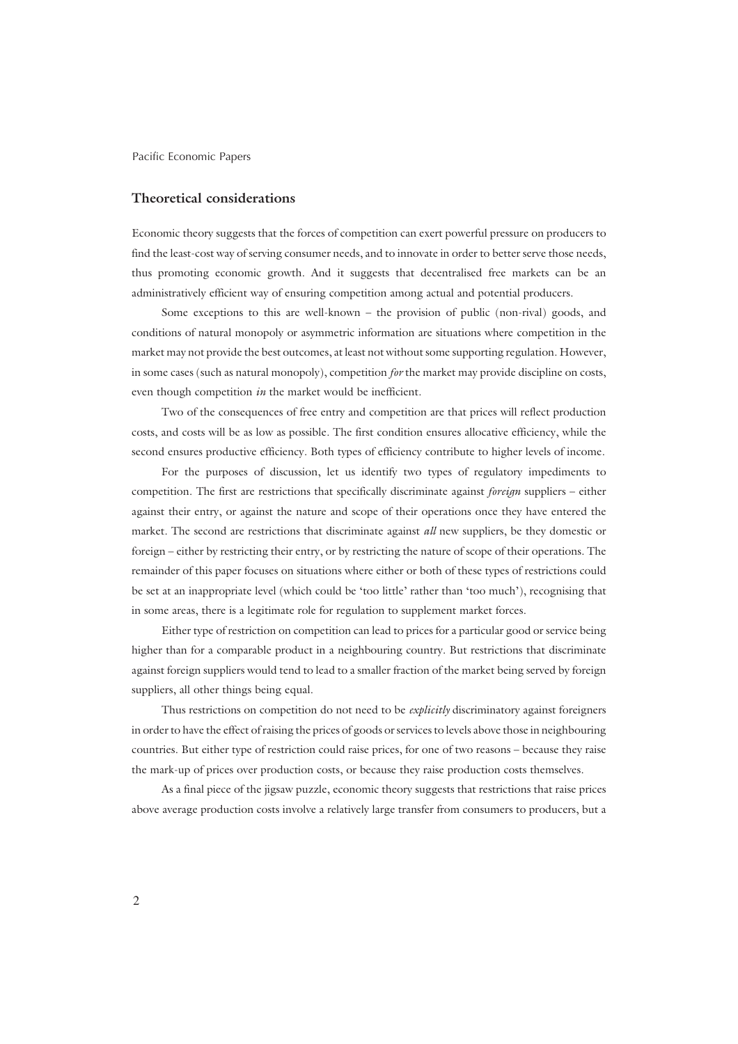## Theoretical considerations

Economic theory suggests that the forces of competition can exert powerful pressure on producers to find the least-cost way of serving consumer needs, and to innovate in order to better serve those needs, thus promoting economic growth. And it suggests that decentralised free markets can be an administratively efficient way of ensuring competition among actual and potential producers.

Some exceptions to this are well-known – the provision of public (non-rival) goods, and conditions of natural monopoly or asymmetric information are situations where competition in the market may not provide the best outcomes, at least not without some supporting regulation. However, in some cases (such as natural monopoly), competition *for* the market may provide discipline on costs, even though competition *in* the market would be inefficient.

Two of the consequences of free entry and competition are that prices will reflect production costs, and costs will be as low as possible. The first condition ensures allocative efficiency, while the second ensures productive efficiency. Both types of efficiency contribute to higher levels of income.

For the purposes of discussion, let us identify two types of regulatory impediments to competition. The first are restrictions that specifically discriminate against *foreign* suppliers – either against their entry, or against the nature and scope of their operations once they have entered the market. The second are restrictions that discriminate against *all* new suppliers, be they domestic or foreign – either by restricting their entry, or by restricting the nature of scope of their operations. The remainder of this paper focuses on situations where either or both of these types of restrictions could be set at an inappropriate level (which could be 'too little' rather than 'too much'), recognising that in some areas, there is a legitimate role for regulation to supplement market forces.

Either type of restriction on competition can lead to prices for a particular good or service being higher than for a comparable product in a neighbouring country. But restrictions that discriminate against foreign suppliers would tend to lead to a smaller fraction of the market being served by foreign suppliers, all other things being equal.

Thus restrictions on competition do not need to be *explicitly* discriminatory against foreigners in order to have the effect of raising the prices of goods or services to levels above those in neighbouring countries. But either type of restriction could raise prices, for one of two reasons – because they raise the mark-up of prices over production costs, or because they raise production costs themselves.

As a final piece of the jigsaw puzzle, economic theory suggests that restrictions that raise prices above average production costs involve a relatively large transfer from consumers to producers, but a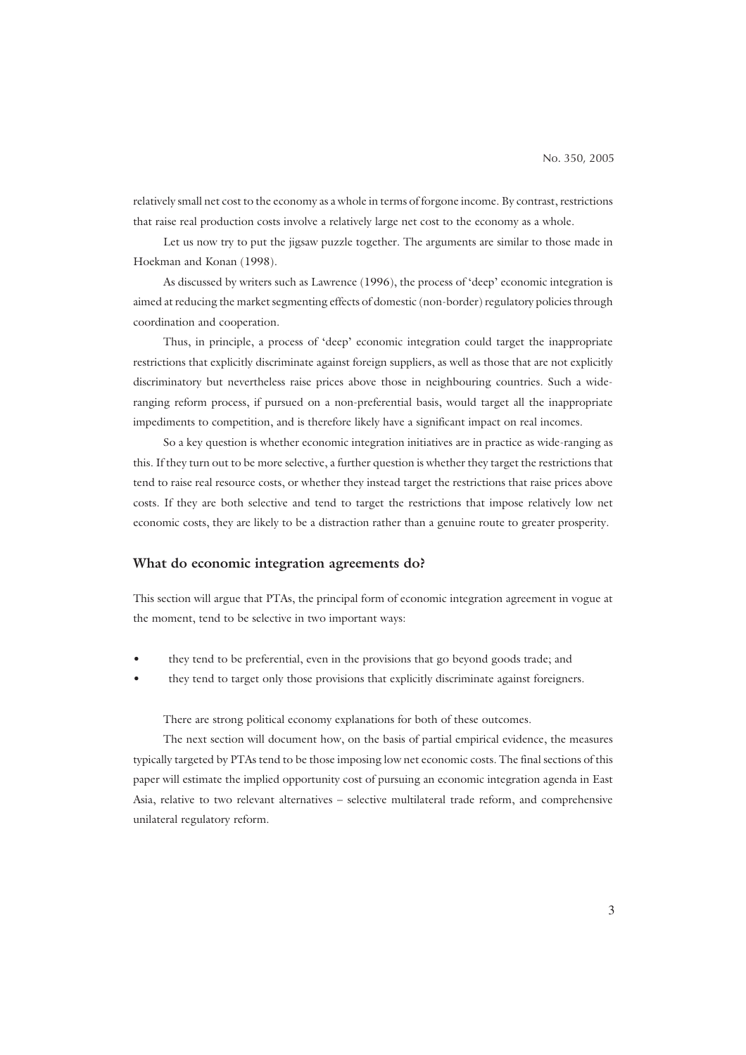relatively small net cost to the economy as a whole in terms of forgone income. By contrast, restrictions that raise real production costs involve a relatively large net cost to the economy as a whole.

Let us now try to put the jigsaw puzzle together. The arguments are similar to those made in Hoekman and Konan (1998).

As discussed by writers such as Lawrence (1996), the process of 'deep' economic integration is aimed at reducing the market segmenting effects of domestic (non-border) regulatory policies through coordination and cooperation.

Thus, in principle, a process of 'deep' economic integration could target the inappropriate restrictions that explicitly discriminate against foreign suppliers, as well as those that are not explicitly discriminatory but nevertheless raise prices above those in neighbouring countries. Such a wide-ranging reform process, if pursued on a non-preferential basis, would target all the inappropriate impediments to competition, and is therefore likely have a significant impact on real incomes.

So a key question is whether economic integration initiatives are in practice as wide-ranging as this. If they turn out to be more selective, a further question is whether they target the restrictions that tend to raise real resource costs, or whether they instead target the restrictions that raise prices above costs. If they are both selective and tend to target the restrictions that impose relatively low net economic costs, they are likely to be a distraction rather than a genuine route to greater prosperity.

## What do economic integration agreements do?

This section will argue that PTAs, the principal form of economic integration agreement in vogue at the moment, tend to be selective in two important ways:

- they tend to be preferential, even in the provisions that go beyond goods trade; and
- they tend to target only those provisions that explicitly discriminate against foreigners.

There are strong political economy explanations for both of these outcomes.

The next section will document how, on the basis of partial empirical evidence, the measures typically targeted by PTAs tend to be those imposing low net economic costs. The final sections of this paper will estimate the implied opportunity cost of pursuing an economic integration agenda in East Asia, relative to two relevant alternatives – selective multilateral trade reform, and comprehensive unilateral regulatory reform.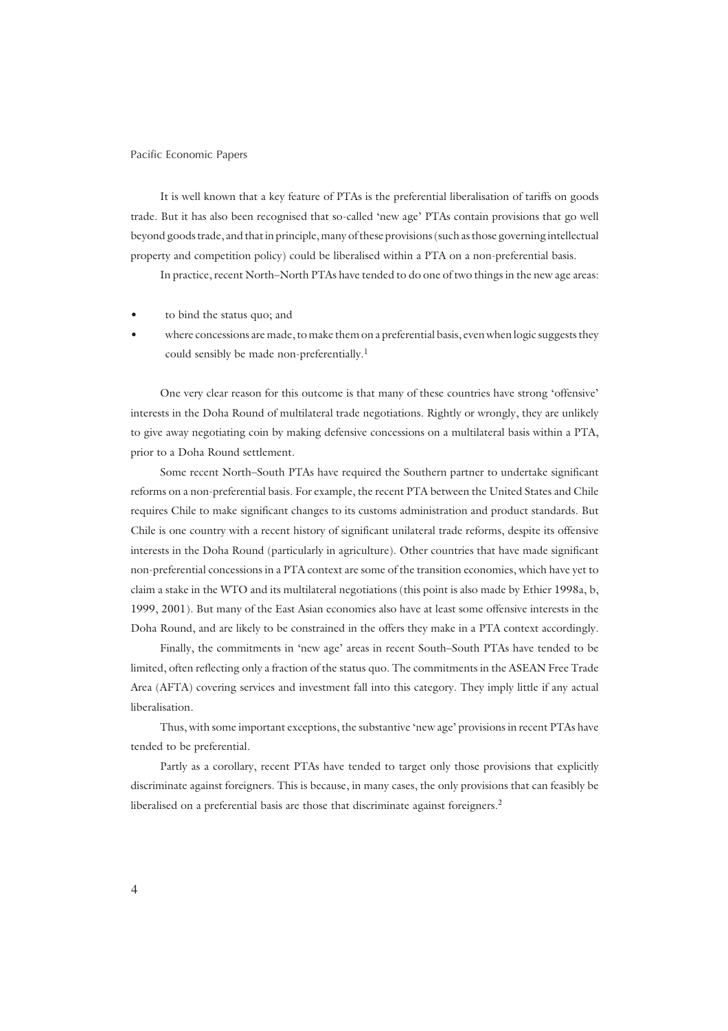It is well known that a key feature of PTAs is the preferential liberalisation of tariffs on goods trade. But it has also been recognised that so-called 'new age' PTAs contain provisions that go well beyond goods trade, and that in principle, many of these provisions (such as those governing intellectual property and competition policy) could be liberalised within a PTA on a non-preferential basis.

In practice, recent North–North PTAs have tended to do one of two things in the new age areas:

- to bind the status quo; and
- where concessions are made, to make them on a preferential basis, even when logic suggests they could sensibly be made non-preferentially.[1]

One very clear reason for this outcome is that many of these countries have strong 'offensive' interests in the Doha Round of multilateral trade negotiations. Rightly or wrongly, they are unlikely to give away negotiating coin by making defensive concessions on a multilateral basis within a PTA, prior to a Doha Round settlement.

Some recent North–South PTAs have required the Southern partner to undertake significant reforms on a non-preferential basis. For example, the recent PTA between the United States and Chile requires Chile to make significant changes to its customs administration and product standards. But Chile is one country with a recent history of significant unilateral trade reforms, despite its offensive interests in the Doha Round (particularly in agriculture). Other countries that have made significant non-preferential concessions in a PTA context are some of the transition economies, which have yet to claim a stake in the WTO and its multilateral negotiations (this point is also made by Ethier 1998a, b, 1999, 2001). But many of the East Asian economies also have at least some offensive interests in the Doha Round, and are likely to be constrained in the offers they make in a PTA context accordingly.

Finally, the commitments in 'new age' areas in recent South–South PTAs have tended to be limited, often reflecting only a fraction of the status quo. The commitments in the ASEAN Free Trade Area (AFTA) covering services and investment fall into this category. They imply little if any actual liberalisation.

Thus, with some important exceptions, the substantive 'new age' provisions in recent PTAs have tended to be preferential.

Partly as a corollary, recent PTAs have tended to target only those provisions that explicitly discriminate against foreigners. This is because, in many cases, the only provisions that can feasibly be liberalised on a preferential basis are those that discriminate against foreigners.[2]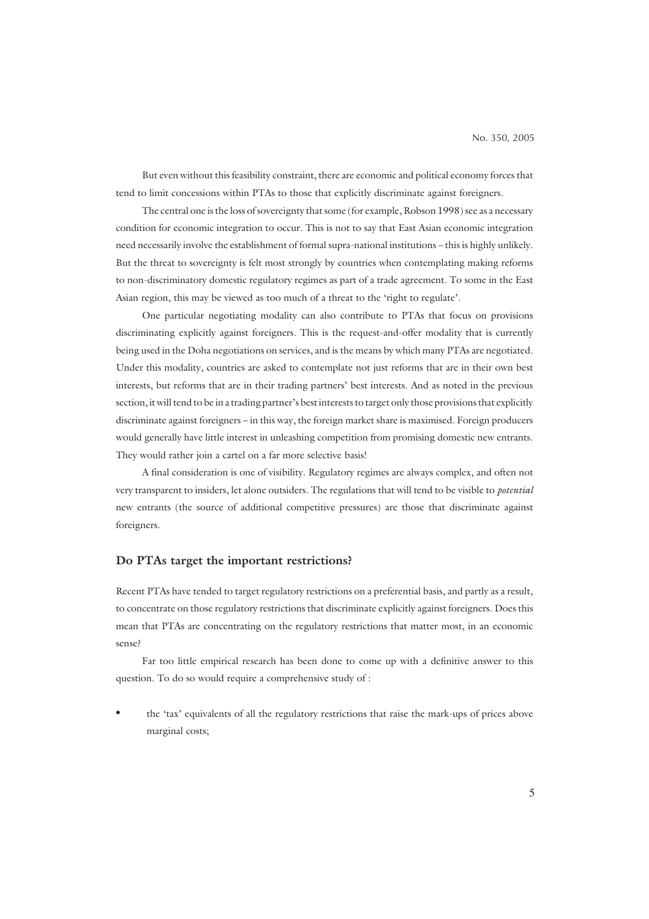But even without this feasibility constraint, there are economic and political economy forces that tend to limit concessions within PTAs to those that explicitly discriminate against foreigners.

The central one is the loss of sovereignty that some (for example, Robson 1998) see as a necessary condition for economic integration to occur. This is not to say that East Asian economic integration need necessarily involve the establishment of formal supra-national institutions – this is highly unlikely. But the threat to sovereignty is felt most strongly by countries when contemplating making reforms to non-discriminatory domestic regulatory regimes as part of a trade agreement. To some in the East Asian region, this may be viewed as too much of a threat to the 'right to regulate'.

One particular negotiating modality can also contribute to PTAs that focus on provisions discriminating explicitly against foreigners. This is the request-and-offer modality that is currently being used in the Doha negotiations on services, and is the means by which many PTAs are negotiated. Under this modality, countries are asked to contemplate not just reforms that are in their own best interests, but reforms that are in their trading partners' best interests. And as noted in the previous section, it will tend to be in a trading partner's best interests to target only those provisions that explicitly discriminate against foreigners – in this way, the foreign market share is maximised. Foreign producers would generally have little interest in unleashing competition from promising domestic new entrants. They would rather join a cartel on a far more selective basis!

A final consideration is one of visibility. Regulatory regimes are always complex, and often not very transparent to insiders, let alone outsiders. The regulations that will tend to be visible to *potential* new entrants (the source of additional competitive pressures) are those that discriminate against foreigners.

## Do PTAs target the important restrictions?

Recent PTAs have tended to target regulatory restrictions on a preferential basis, and partly as a result, to concentrate on those regulatory restrictions that discriminate explicitly against foreigners. Does this mean that PTAs are concentrating on the regulatory restrictions that matter most, in an economic sense?

Far too little empirical research has been done to come up with a definitive answer to this question. To do so would require a comprehensive study of :

- the 'tax' equivalents of all the regulatory restrictions that raise the mark-ups of prices above marginal costs;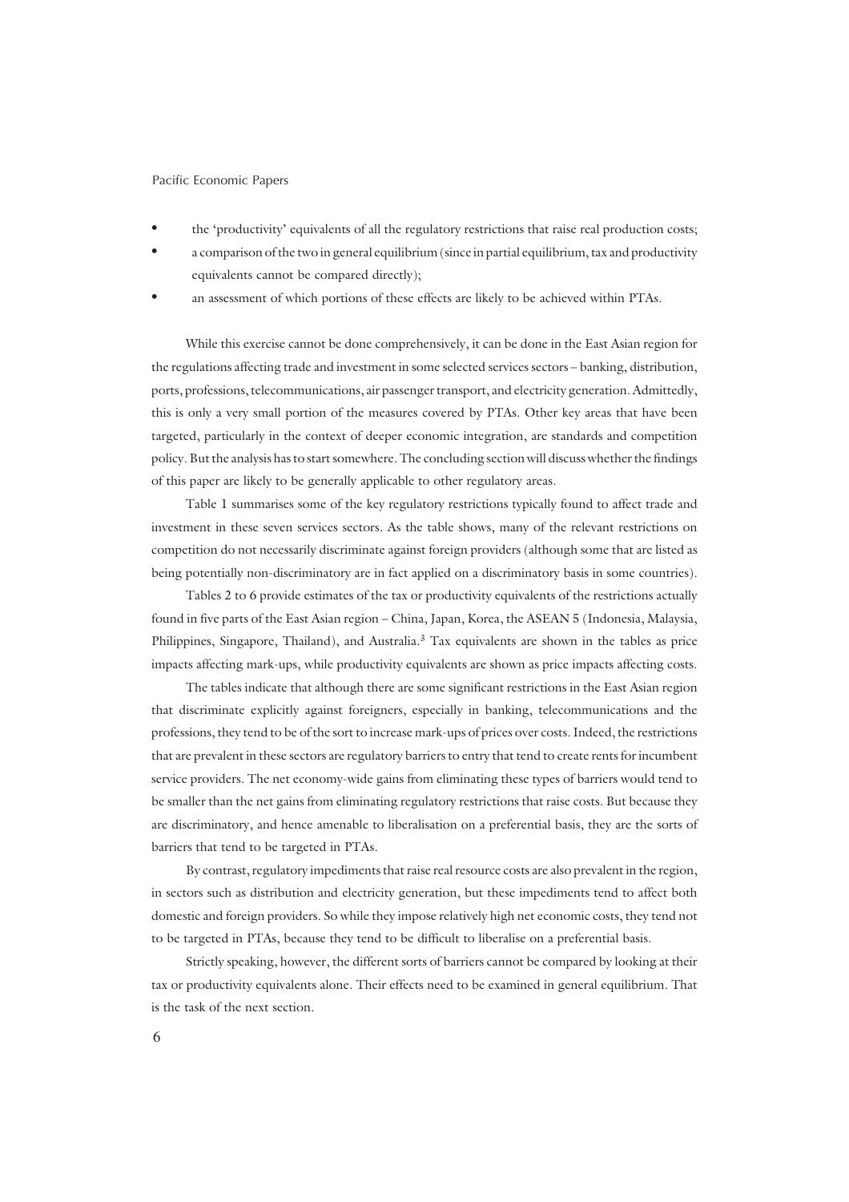- the 'productivity' equivalents of all the regulatory restrictions that raise real production costs;
- a comparison of the two in general equilibrium (since in partial equilibrium, tax and productivity equivalents cannot be compared directly);
- an assessment of which portions of these effects are likely to be achieved within PTAs.

While this exercise cannot be done comprehensively, it can be done in the East Asian region for the regulations affecting trade and investment in some selected services sectors – banking, distribution, ports, professions, telecommunications, air passenger transport, and electricity generation. Admittedly, this is only a very small portion of the measures covered by PTAs. Other key areas that have been targeted, particularly in the context of deeper economic integration, are standards and competition policy. But the analysis has to start somewhere. The concluding section will discuss whether the findings of this paper are likely to be generally applicable to other regulatory areas.

Table 1 summarises some of the key regulatory restrictions typically found to affect trade and investment in these seven services sectors. As the table shows, many of the relevant restrictions on competition do not necessarily discriminate against foreign providers (although some that are listed as being potentially non-discriminatory are in fact applied on a discriminatory basis in some countries).

Tables 2 to 6 provide estimates of the tax or productivity equivalents of the restrictions actually found in five parts of the East Asian region – China, Japan, Korea, the ASEAN 5 (Indonesia, Malaysia, Philippines, Singapore, Thailand), and Australia.[3] Tax equivalents are shown in the tables as price impacts affecting mark-ups, while productivity equivalents are shown as price impacts affecting costs.

The tables indicate that although there are some significant restrictions in the East Asian region that discriminate explicitly against foreigners, especially in banking, telecommunications and the professions, they tend to be of the sort to increase mark-ups of prices over costs. Indeed, the restrictions that are prevalent in these sectors are regulatory barriers to entry that tend to create rents for incumbent service providers. The net economy-wide gains from eliminating these types of barriers would tend to be smaller than the net gains from eliminating regulatory restrictions that raise costs. But because they are discriminatory, and hence amenable to liberalisation on a preferential basis, they are the sorts of barriers that tend to be targeted in PTAs.

By contrast, regulatory impediments that raise real resource costs are also prevalent in the region, in sectors such as distribution and electricity generation, but these impediments tend to affect both domestic and foreign providers. So while they impose relatively high net economic costs, they tend not to be targeted in PTAs, because they tend to be difficult to liberalise on a preferential basis.

Strictly speaking, however, the different sorts of barriers cannot be compared by looking at their tax or productivity equivalents alone. Their effects need to be examined in general equilibrium. That is the task of the next section.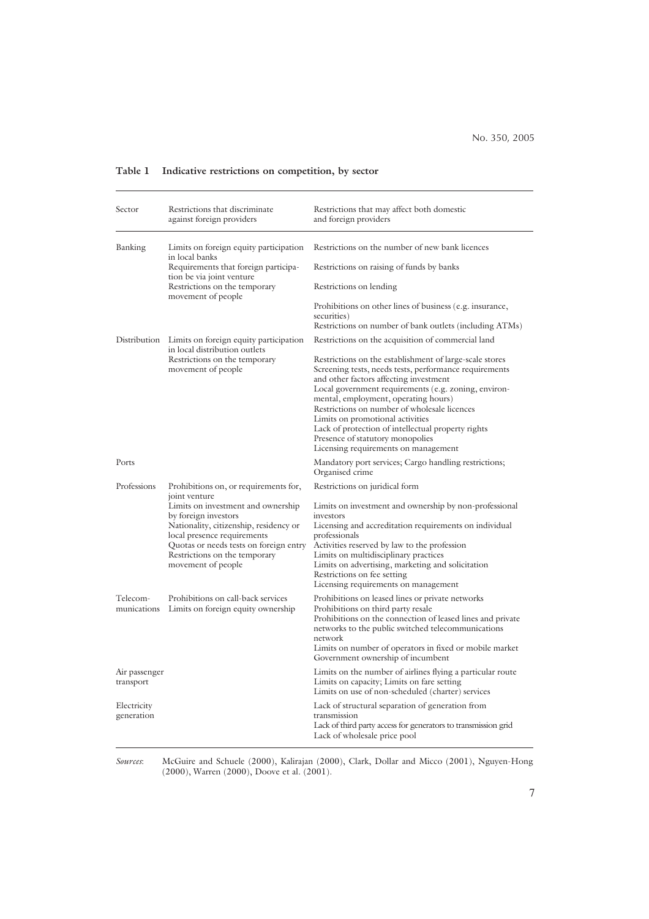**Table 1 Indicative restrictions on competition, by sector**

| Sector | Restrictions that discriminate against foreign providers | Restrictions that may affect both domestic and foreign providers |
|---|---|---|
| Banking | Limits on foreign equity participation in local banks<br>Requirements that foreign participation be via joint venture<br>Restrictions on the temporary movement of people | Restrictions on the number of new bank licences<br>Restrictions on raising of funds by banks<br>Restrictions on lending<br>Prohibitions on other lines of business (e.g. insurance, securities)<br>Restrictions on number of bank outlets (including ATMs) |
| Distribution | Limits on foreign equity participation in local distribution outlets<br>Restrictions on the temporary movement of people | Restrictions on the acquisition of commercial land<br>Restrictions on the establishment of large-scale stores<br>Screening tests, needs tests, performance requirements and other factors affecting investment<br>Local government requirements (e.g. zoning, environmental, employment, operating hours)<br>Restrictions on number of wholesale licences<br>Limits on promotional activities<br>Lack of protection of intellectual property rights<br>Presence of statutory monopolies<br>Licensing requirements on management |
| Ports | | Mandatory port services; Cargo handling restrictions; Organised crime |
| Professions | Prohibitions on, or requirements for, joint venture<br>Limits on investment and ownership by foreign investors<br>Nationality, citizenship, residency or local presence requirements<br>Quotas or needs tests on foreign entry<br>Restrictions on the temporary movement of people | Restrictions on juridical form<br>Limits on investment and ownership by non-professional investors<br>Licensing and accreditation requirements on individual professionals<br>Activities reserved by law to the profession<br>Limits on multidisciplinary practices<br>Limits on advertising, marketing and solicitation<br>Restrictions on fee setting<br>Licensing requirements on management |
| Telecommunications | Prohibitions on call-back services<br>Limits on foreign equity ownership | Prohibitions on leased lines or private networks<br>Prohibitions on third party resale<br>Prohibitions on the connection of leased lines and private networks to the public switched telecommunications network<br>Limits on number of operators in fixed or mobile market<br>Government ownership of incumbent |
| Air passenger transport | | Limits on the number of airlines flying a particular route<br>Limits on capacity; Limits on fare setting<br>Limits on use of non-scheduled (charter) services |
| Electricity generation | | Lack of structural separation of generation from transmission<br>Lack of third party access for generators to transmission grid<br>Lack of wholesale price pool |

*Sources*: McGuire and Schuele (2000), Kalirajan (2000), Clark, Dollar and Micco (2001), Nguyen-Hong (2000), Warren (2000), Doove et al. (2001).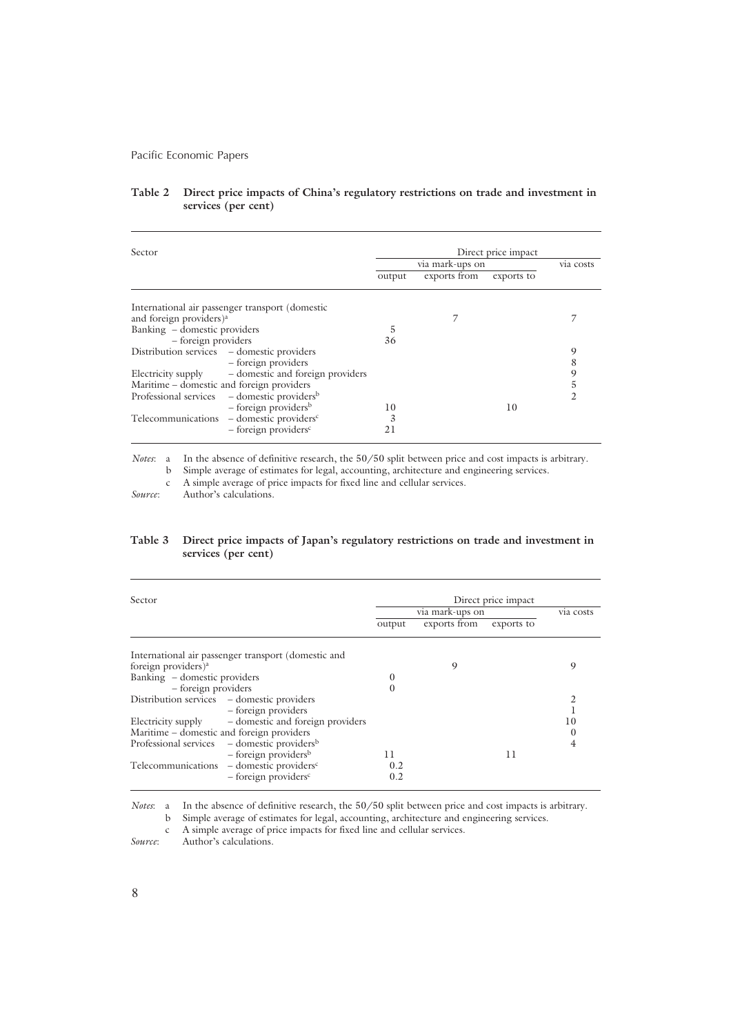**Table 2 Direct price impacts of China's regulatory restrictions on trade and investment in services (per cent)**

| Sector | Direct price impact | | | |
|---|---|---|---|---|
| | via mark-ups on | | | via costs |
| | output | exports from | exports to | |
| International air passenger transport (domestic and foreign providers)[a] | | 7 | | 7 |
| Banking – domestic providers | 5 | | | |
| – foreign providers | 36 | | | |
| Distribution services – domestic providers | | | | 9 |
| – foreign providers | | | | 8 |
| Electricity supply – domestic and foreign providers | | | | 9 |
| Maritime – domestic and foreign providers | | | | 5 |
| Professional services – domestic providers[b] | | | | 2 |
| – foreign providers[b] | 10 | | 10 | |
| Telecommunications – domestic providers[c] | 3 | | | |
| – foreign providers[c] | 21 | | | |

*Notes*: a In the absence of definitive research, the 50/50 split between price and cost impacts is arbitrary.
b Simple average of estimates for legal, accounting, architecture and engineering services.
c A simple average of price impacts for fixed line and cellular services.

*Source*: Author's calculations.

**Table 3 Direct price impacts of Japan's regulatory restrictions on trade and investment in services (per cent)**

| Sector | Direct price impact | | | |
|---|---|---|---|---|
| | via mark-ups on | | | via costs |
| | output | exports from | exports to | |
| International air passenger transport (domestic and foreign providers)[a] | | 9 | | 9 |
| Banking – domestic providers | 0 | | | |
| – foreign providers | 0 | | | |
| Distribution services – domestic providers | | | | 2 |
| – foreign providers | | | | 1 |
| Electricity supply – domestic and foreign providers | | | | 10 |
| Maritime – domestic and foreign providers | | | | 0 |
| Professional services – domestic providers[b] | | | | 4 |
| – foreign providers[b] | 11 | | 11 | |
| Telecommunications – domestic providers[c] | 0.2 | | | |
| – foreign providers[c] | 0.2 | | | |

*Notes*: a In the absence of definitive research, the 50/50 split between price and cost impacts is arbitrary.
b Simple average of estimates for legal, accounting, architecture and engineering services.
c A simple average of price impacts for fixed line and cellular services.

*Source*: Author's calculations.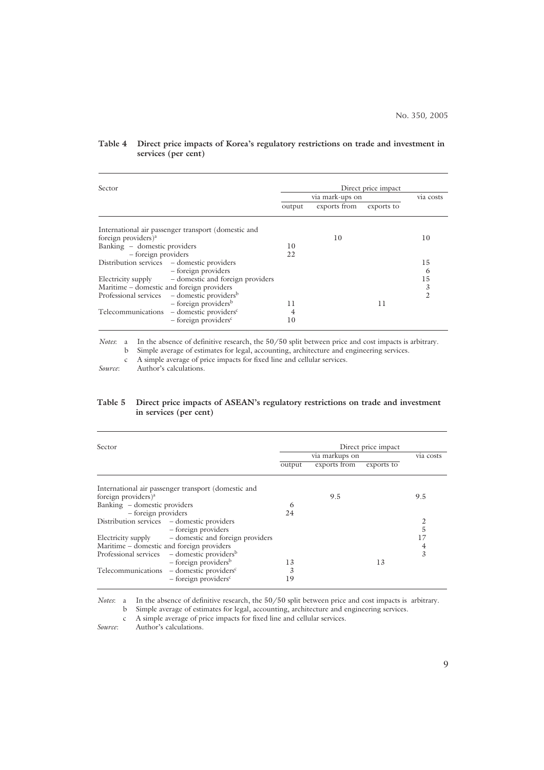**Table 4 Direct price impacts of Korea's regulatory restrictions on trade and investment in services (per cent)**

| Sector | Direct price impact | | | |
|---|---|---|---|---|
| | via mark-ups on | | | via costs |
| | output | exports from | exports to | |
| International air passenger transport (domestic and foreign providers)[a] | | 10 | | 10 |
| Banking – domestic providers | 10 | | | |
| – foreign providers | 22 | | | |
| Distribution services – domestic providers | | | | 15 |
| – foreign providers | | | | 6 |
| Electricity supply – domestic and foreign providers | | | | 15 |
| Maritime – domestic and foreign providers | | | | 3 |
| Professional services – domestic providers[b] | | | | 2 |
| – foreign providers[b] | 11 | | 11 | |
| Telecommunications – domestic providers[c] | 4 | | | |
| – foreign providers[c] | 10 | | | |

*Notes*: a In the absence of definitive research, the 50/50 split between price and cost impacts is arbitrary.
b Simple average of estimates for legal, accounting, architecture and engineering services.
c A simple average of price impacts for fixed line and cellular services.

*Source*: Author's calculations.

**Table 5 Direct price impacts of ASEAN's regulatory restrictions on trade and investment in services (per cent)**

| Sector | Direct price impact | | | |
|---|---|---|---|---|
| | via markups on | | | via costs |
| | output | exports from | exports to | |
| International air passenger transport (domestic and foreign providers)[a] | | 9.5 | | 9.5 |
| Banking – domestic providers | 6 | | | |
| – foreign providers | 24 | | | |
| Distribution services – domestic providers | | | | 2 |
| – foreign providers | | | | 5 |
| Electricity supply – domestic and foreign providers | | | | 17 |
| Maritime – domestic and foreign providers | | | | 4 |
| Professional services – domestic providers[b] | | | | 3 |
| – foreign providers[b] | 13 | | 13 | |
| Telecommunications – domestic providers[c] | 3 | | | |
| – foreign providers[c] | 19 | | | |

*Notes*: a In the absence of definitive research, the 50/50 split between price and cost impacts is arbitrary.
b Simple average of estimates for legal, accounting, architecture and engineering services.
c A simple average of price impacts for fixed line and cellular services.

*Source*: Author's calculations.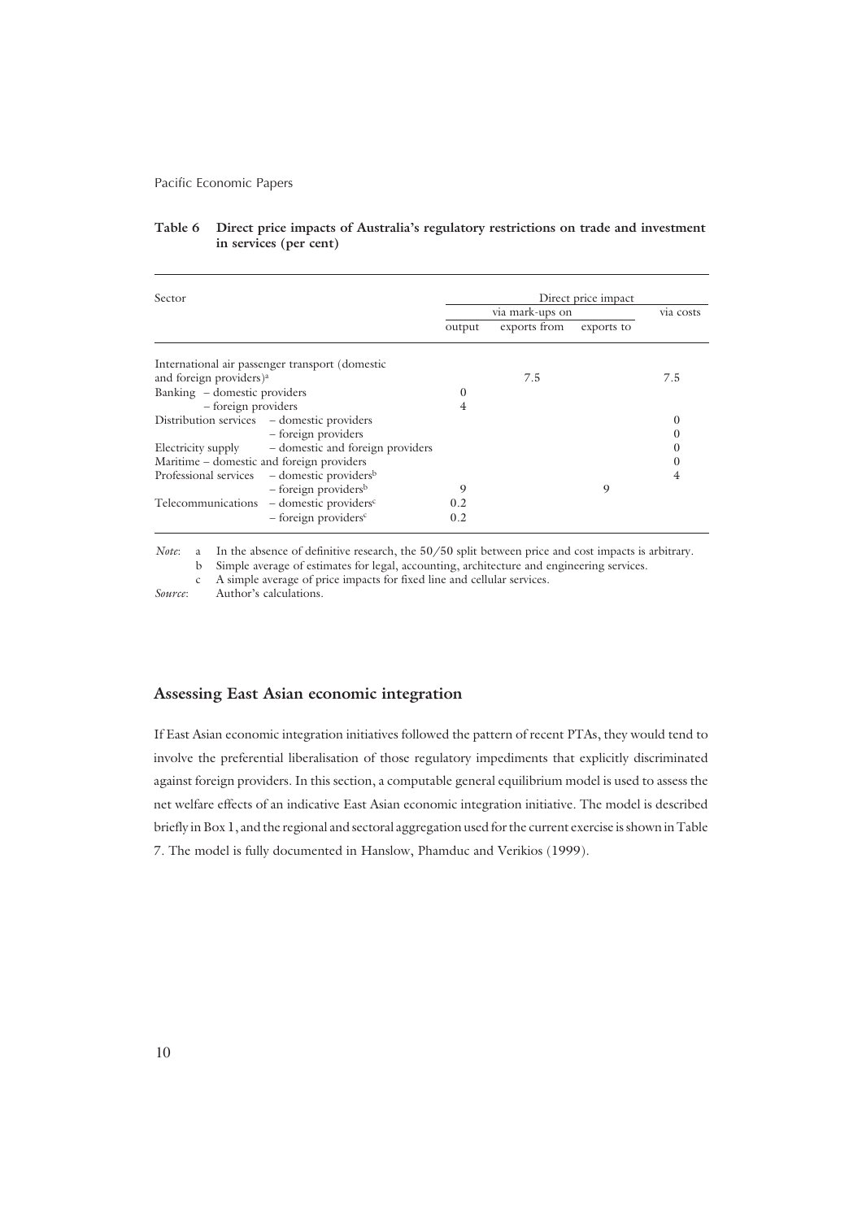**Table 6 Direct price impacts of Australia's regulatory restrictions on trade and investment in services (per cent)**

| Sector | | Direct price impact | | | |
|---|---|---|---|---|---|
| | | via mark-ups on | | | via costs |
| | | output | exports from | exports to | |
| International air passenger transport (domestic and foreign providers)[a] | | | 7.5 | | 7.5 |
| Banking | – domestic providers | 0 | | | |
| | – foreign providers | 4 | | | |
| Distribution services | – domestic providers | | | | 0 |
| | – foreign providers | | | | 0 |
| Electricity supply | – domestic and foreign providers | | | | 0 |
| Maritime – domestic and foreign providers | | | | | 0 |
| Professional services | – domestic providers[b] | | | | 4 |
| | – foreign providers[b] | 9 | | 9 | |
| Telecommunications | – domestic providers[c] | 0.2 | | | |
| | – foreign providers[c] | 0.2 | | | |

*Note*: a In the absence of definitive research, the 50/50 split between price and cost impacts is arbitrary.
b Simple average of estimates for legal, accounting, architecture and engineering services.
c A simple average of price impacts for fixed line and cellular services.

*Source*: Author's calculations.

## Assessing East Asian economic integration

If East Asian economic integration initiatives followed the pattern of recent PTAs, they would tend to involve the preferential liberalisation of those regulatory impediments that explicitly discriminated against foreign providers. In this section, a computable general equilibrium model is used to assess the net welfare effects of an indicative East Asian economic integration initiative. The model is described briefly in Box 1, and the regional and sectoral aggregation used for the current exercise is shown in Table 7. The model is fully documented in Hanslow, Phamduc and Verikios (1999).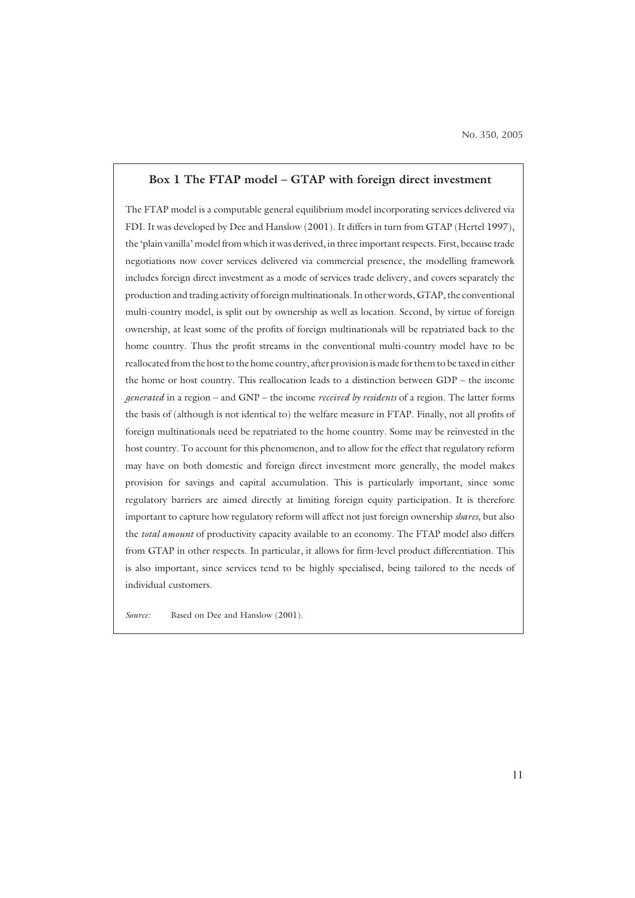### Box 1 The FTAP model – GTAP with foreign direct investment

The FTAP model is a computable general equilibrium model incorporating services delivered via FDI. It was developed by Dee and Hanslow (2001). It differs in turn from GTAP (Hertel 1997), the 'plain vanilla' model from which it was derived, in three important respects. First, because trade negotiations now cover services delivered via commercial presence, the modelling framework includes foreign direct investment as a mode of services trade delivery, and covers separately the production and trading activity of foreign multinationals. In other words, GTAP, the conventional multi-country model, is split out by ownership as well as location. Second, by virtue of foreign ownership, at least some of the profits of foreign multinationals will be repatriated back to the home country. Thus the profit streams in the conventional multi-country model have to be reallocated from the host to the home country, after provision is made for them to be taxed in either the home or host country. This reallocation leads to a distinction between GDP – the income *generated* in a region – and GNP – the income *received by residents* of a region. The latter forms the basis of (although is not identical to) the welfare measure in FTAP. Finally, not all profits of foreign multinationals need be repatriated to the home country. Some may be reinvested in the host country. To account for this phenomenon, and to allow for the effect that regulatory reform may have on both domestic and foreign direct investment more generally, the model makes provision for savings and capital accumulation. This is particularly important, since some regulatory barriers are aimed directly at limiting foreign equity participation. It is therefore important to capture how regulatory reform will affect not just foreign ownership *shares*, but also the *total amount* of productivity capacity available to an economy. The FTAP model also differs from GTAP in other respects. In particular, it allows for firm-level product differentiation. This is also important, since services tend to be highly specialised, being tailored to the needs of individual customers.

*Source:* Based on Dee and Hanslow (2001).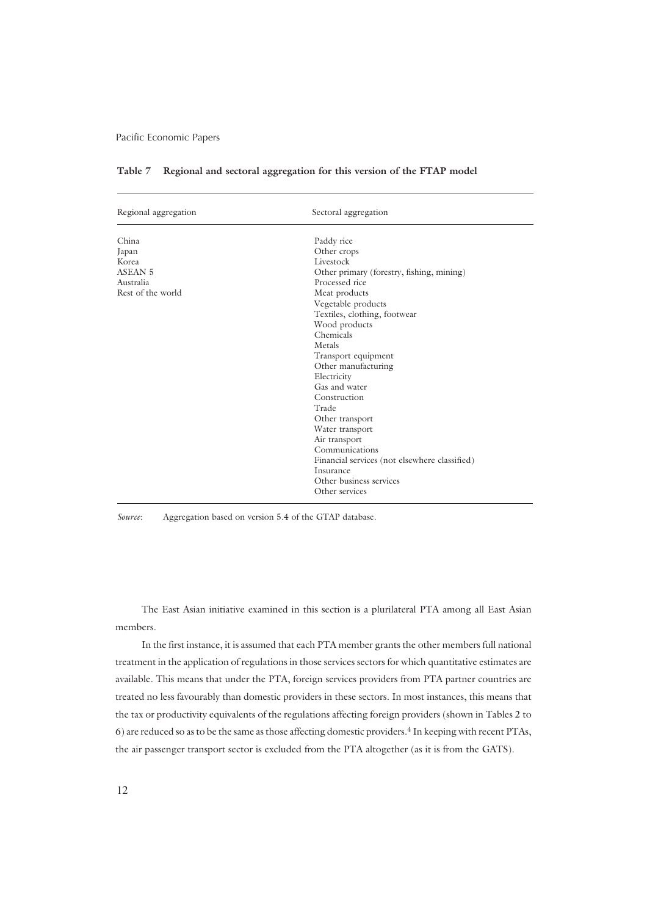**Table 7 Regional and sectoral aggregation for this version of the FTAP model**

| Regional aggregation | Sectoral aggregation |
|---|---|
| China | Paddy rice |
| Japan | Other crops |
| Korea | Livestock |
| ASEAN 5 | Other primary (forestry, fishing, mining) |
| Australia | Processed rice |
| Rest of the world | Meat products |
| | Vegetable products |
| | Textiles, clothing, footwear |
| | Wood products |
| | Chemicals |
| | Metals |
| | Transport equipment |
| | Other manufacturing |
| | Electricity |
| | Gas and water |
| | Construction |
| | Trade |
| | Other transport |
| | Water transport |
| | Air transport |
| | Communications |
| | Financial services (not elsewhere classified) |
| | Insurance |
| | Other business services |
| | Other services |

*Source*: Aggregation based on version 5.4 of the GTAP database.

The East Asian initiative examined in this section is a plurilateral PTA among all East Asian members.

In the first instance, it is assumed that each PTA member grants the other members full national treatment in the application of regulations in those services sectors for which quantitative estimates are available. This means that under the PTA, foreign services providers from PTA partner countries are treated no less favourably than domestic providers in these sectors. In most instances, this means that the tax or productivity equivalents of the regulations affecting foreign providers (shown in Tables 2 to 6) are reduced so as to be the same as those affecting domestic providers.[4] In keeping with recent PTAs, the air passenger transport sector is excluded from the PTA altogether (as it is from the GATS).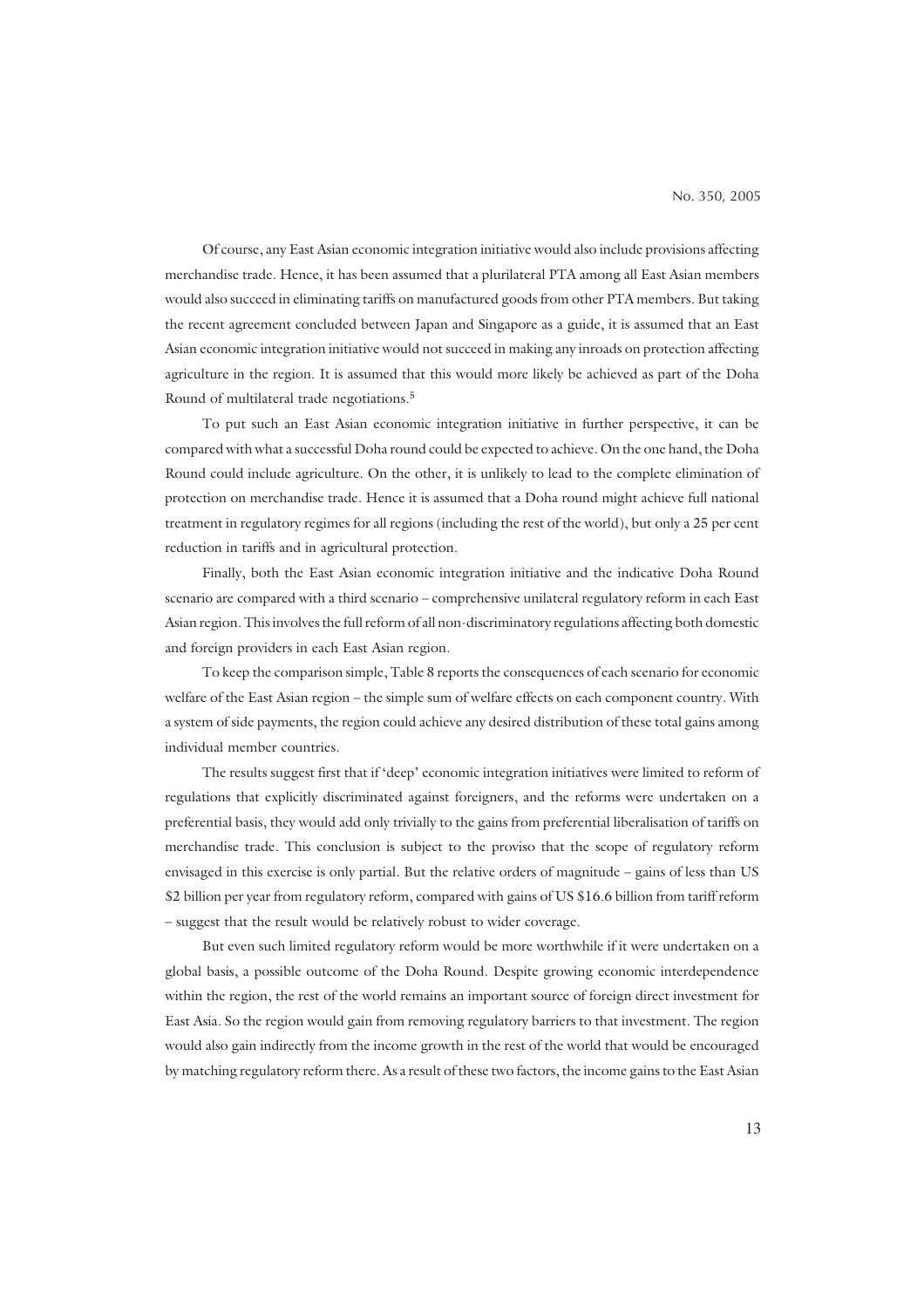Of course, any East Asian economic integration initiative would also include provisions affecting merchandise trade. Hence, it has been assumed that a plurilateral PTA among all East Asian members would also succeed in eliminating tariffs on manufactured goods from other PTA members. But taking the recent agreement concluded between Japan and Singapore as a guide, it is assumed that an East Asian economic integration initiative would not succeed in making any inroads on protection affecting agriculture in the region. It is assumed that this would more likely be achieved as part of the Doha Round of multilateral trade negotiations.[5]

To put such an East Asian economic integration initiative in further perspective, it can be compared with what a successful Doha round could be expected to achieve. On the one hand, the Doha Round could include agriculture. On the other, it is unlikely to lead to the complete elimination of protection on merchandise trade. Hence it is assumed that a Doha round might achieve full national treatment in regulatory regimes for all regions (including the rest of the world), but only a 25 per cent reduction in tariffs and in agricultural protection.

Finally, both the East Asian economic integration initiative and the indicative Doha Round scenario are compared with a third scenario – comprehensive unilateral regulatory reform in each East Asian region. This involves the full reform of all non-discriminatory regulations affecting both domestic and foreign providers in each East Asian region.

To keep the comparison simple, Table 8 reports the consequences of each scenario for economic welfare of the East Asian region – the simple sum of welfare effects on each component country. With a system of side payments, the region could achieve any desired distribution of these total gains among individual member countries.

The results suggest first that if 'deep' economic integration initiatives were limited to reform of regulations that explicitly discriminated against foreigners, and the reforms were undertaken on a preferential basis, they would add only trivially to the gains from preferential liberalisation of tariffs on merchandise trade. This conclusion is subject to the proviso that the scope of regulatory reform envisaged in this exercise is only partial. But the relative orders of magnitude – gains of less than US $2 billion per year from regulatory reform, compared with gains of US $16.6 billion from tariff reform – suggest that the result would be relatively robust to wider coverage.

But even such limited regulatory reform would be more worthwhile if it were undertaken on a global basis, a possible outcome of the Doha Round. Despite growing economic interdependence within the region, the rest of the world remains an important source of foreign direct investment for East Asia. So the region would gain from removing regulatory barriers to that investment. The region would also gain indirectly from the income growth in the rest of the world that would be encouraged by matching regulatory reform there. As a result of these two factors, the income gains to the East Asian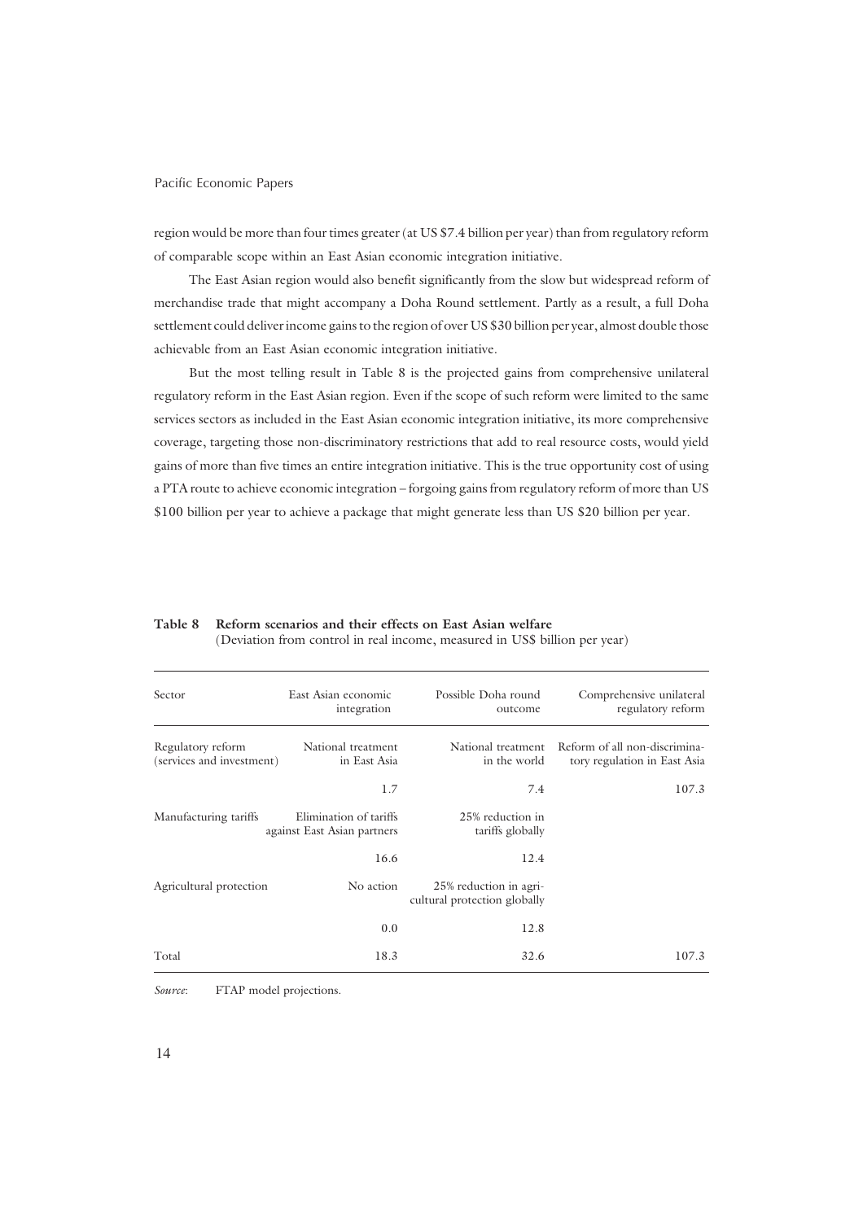region would be more than four times greater (at US $7.4 billion per year) than from regulatory reform of comparable scope within an East Asian economic integration initiative.

The East Asian region would also benefit significantly from the slow but widespread reform of merchandise trade that might accompany a Doha Round settlement. Partly as a result, a full Doha settlement could deliver income gains to the region of over US $30 billion per year, almost double those achievable from an East Asian economic integration initiative.

But the most telling result in Table 8 is the projected gains from comprehensive unilateral regulatory reform in the East Asian region. Even if the scope of such reform were limited to the same services sectors as included in the East Asian economic integration initiative, its more comprehensive coverage, targeting those non-discriminatory restrictions that add to real resource costs, would yield gains of more than five times an entire integration initiative. This is the true opportunity cost of using a PTA route to achieve economic integration – forgoing gains from regulatory reform of more than US $100 billion per year to achieve a package that might generate less than US $20 billion per year.

**Table 8 Reform scenarios and their effects on East Asian welfare**
(Deviation from control in real income, measured in US$ billion per year)

| Sector | East Asian economic integration | Possible Doha round outcome | Comprehensive unilateral regulatory reform |
|---|---|---|---|
| Regulatory reform (services and investment) | National treatment in East Asia | National treatment in the world | Reform of all non-discriminatory regulation in East Asia |
| | 1.7 | 7.4 | 107.3 |
| Manufacturing tariffs | Elimination of tariffs against East Asian partners | 25% reduction in tariffs globally | |
| | 16.6 | 12.4 | |
| Agricultural protection | No action | 25% reduction in agricultural protection globally | |
| | 0.0 | 12.8 | |
| Total | 18.3 | 32.6 | 107.3 |

*Source*: FTAP model projections.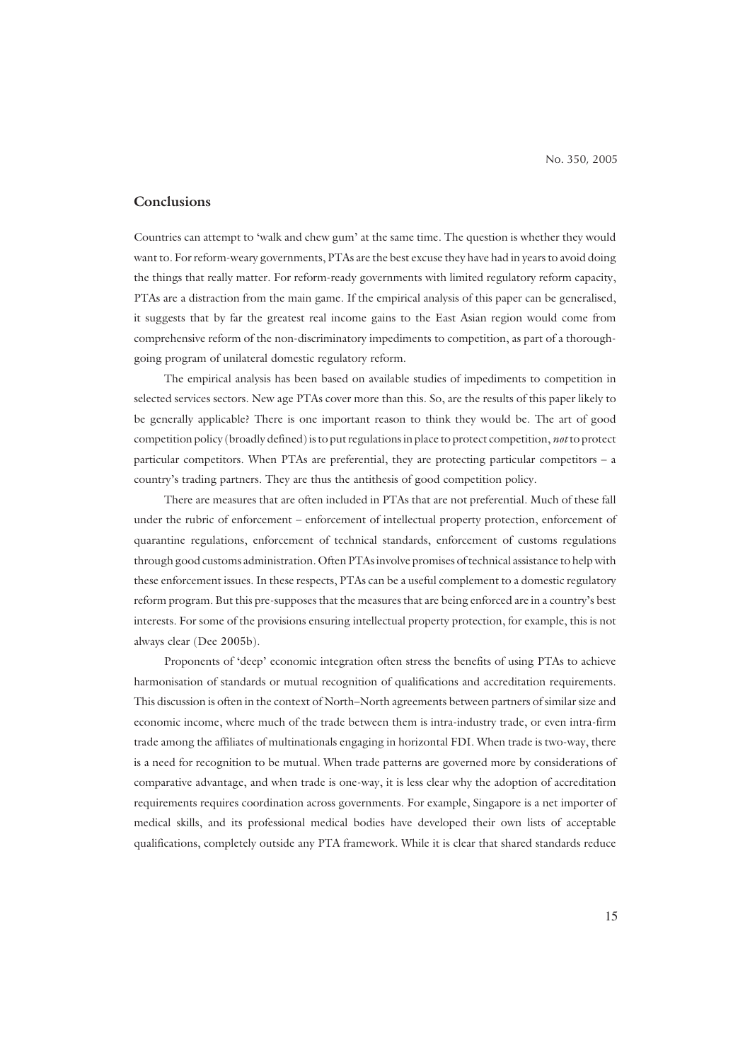## Conclusions

Countries can attempt to 'walk and chew gum' at the same time. The question is whether they would want to. For reform-weary governments, PTAs are the best excuse they have had in years to avoid doing the things that really matter. For reform-ready governments with limited regulatory reform capacity, PTAs are a distraction from the main game. If the empirical analysis of this paper can be generalised, it suggests that by far the greatest real income gains to the East Asian region would come from comprehensive reform of the non-discriminatory impediments to competition, as part of a thorough-going program of unilateral domestic regulatory reform.

The empirical analysis has been based on available studies of impediments to competition in selected services sectors. New age PTAs cover more than this. So, are the results of this paper likely to be generally applicable? There is one important reason to think they would be. The art of good competition policy (broadly defined) is to put regulations in place to protect competition, *not* to protect particular competitors. When PTAs are preferential, they are protecting particular competitors – a country's trading partners. They are thus the antithesis of good competition policy.

There are measures that are often included in PTAs that are not preferential. Much of these fall under the rubric of enforcement – enforcement of intellectual property protection, enforcement of quarantine regulations, enforcement of technical standards, enforcement of customs regulations through good customs administration. Often PTAs involve promises of technical assistance to help with these enforcement issues. In these respects, PTAs can be a useful complement to a domestic regulatory reform program. But this pre-supposes that the measures that are being enforced are in a country's best interests. For some of the provisions ensuring intellectual property protection, for example, this is not always clear (Dee 2005b).

Proponents of 'deep' economic integration often stress the benefits of using PTAs to achieve harmonisation of standards or mutual recognition of qualifications and accreditation requirements. This discussion is often in the context of North–North agreements between partners of similar size and economic income, where much of the trade between them is intra-industry trade, or even intra-firm trade among the affiliates of multinationals engaging in horizontal FDI. When trade is two-way, there is a need for recognition to be mutual. When trade patterns are governed more by considerations of comparative advantage, and when trade is one-way, it is less clear why the adoption of accreditation requirements requires coordination across governments. For example, Singapore is a net importer of medical skills, and its professional medical bodies have developed their own lists of acceptable qualifications, completely outside any PTA framework. While it is clear that shared standards reduce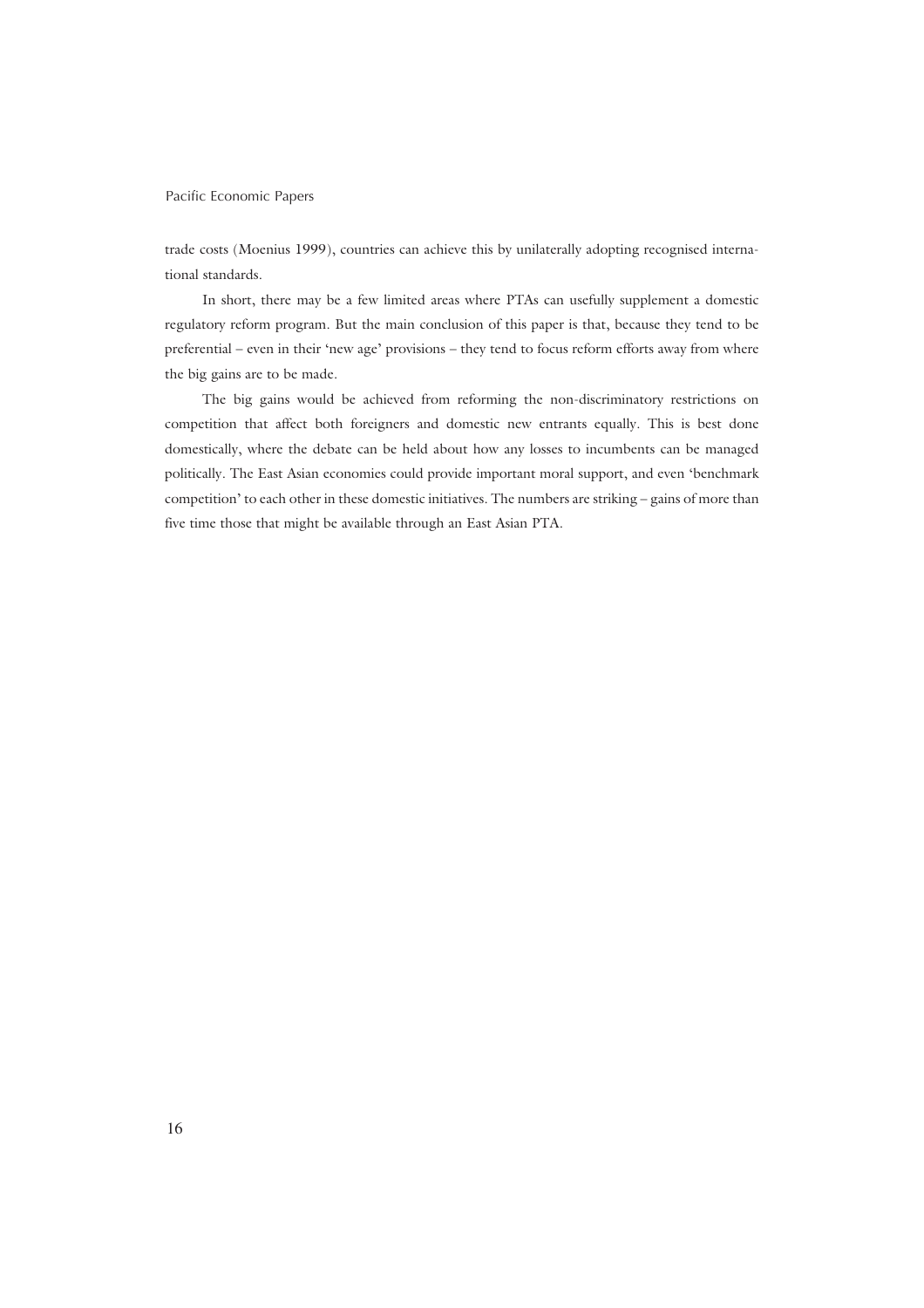trade costs (Moenius 1999), countries can achieve this by unilaterally adopting recognised international standards.

In short, there may be a few limited areas where PTAs can usefully supplement a domestic regulatory reform program. But the main conclusion of this paper is that, because they tend to be preferential – even in their 'new age' provisions – they tend to focus reform efforts away from where the big gains are to be made.

The big gains would be achieved from reforming the non-discriminatory restrictions on competition that affect both foreigners and domestic new entrants equally. This is best done domestically, where the debate can be held about how any losses to incumbents can be managed politically. The East Asian economies could provide important moral support, and even 'benchmark competition' to each other in these domestic initiatives. The numbers are striking – gains of more than five time those that might be available through an East Asian PTA.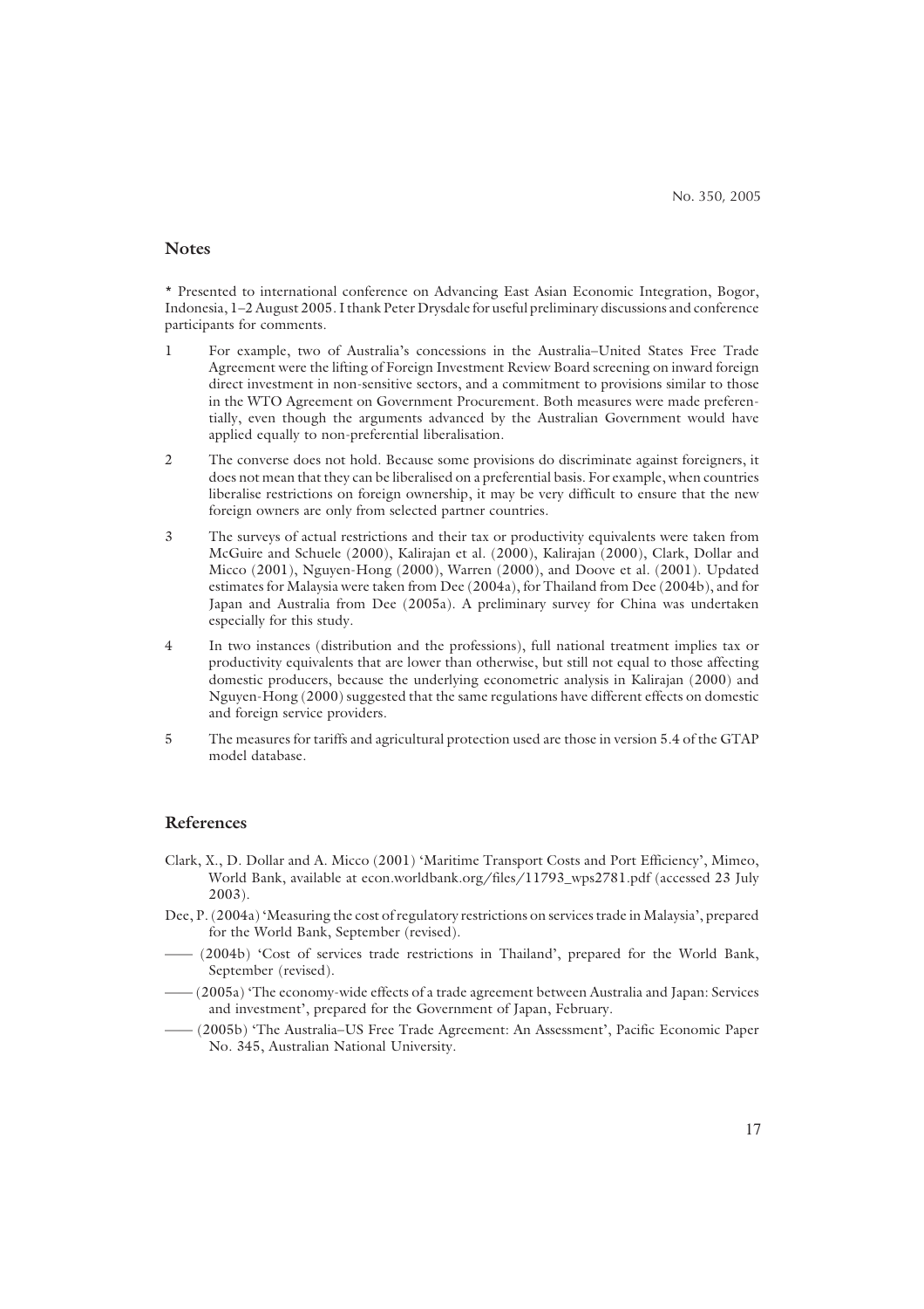## Notes

* Presented to international conference on Advancing East Asian Economic Integration, Bogor, Indonesia, 1–2 August 2005. I thank Peter Drysdale for useful preliminary discussions and conference participants for comments.

1. For example, two of Australia's concessions in the Australia–United States Free Trade Agreement were the lifting of Foreign Investment Review Board screening on inward foreign direct investment in non-sensitive sectors, and a commitment to provisions similar to those in the WTO Agreement on Government Procurement. Both measures were made preferentially, even though the arguments advanced by the Australian Government would have applied equally to non-preferential liberalisation.

2. The converse does not hold. Because some provisions do discriminate against foreigners, it does not mean that they can be liberalised on a preferential basis. For example, when countries liberalise restrictions on foreign ownership, it may be very difficult to ensure that the new foreign owners are only from selected partner countries.

3. The surveys of actual restrictions and their tax or productivity equivalents were taken from McGuire and Schuele (2000), Kalirajan et al. (2000), Kalirajan (2000), Clark, Dollar and Micco (2001), Nguyen-Hong (2000), Warren (2000), and Doove et al. (2001). Updated estimates for Malaysia were taken from Dee (2004a), for Thailand from Dee (2004b), and for Japan and Australia from Dee (2005a). A preliminary survey for China was undertaken especially for this study.

4. In two instances (distribution and the professions), full national treatment implies tax or productivity equivalents that are lower than otherwise, but still not equal to those affecting domestic producers, because the underlying econometric analysis in Kalirajan (2000) and Nguyen-Hong (2000) suggested that the same regulations have different effects on domestic and foreign service providers.

5. The measures for tariffs and agricultural protection used are those in version 5.4 of the GTAP model database.

## References

Clark, X., D. Dollar and A. Micco (2001) 'Maritime Transport Costs and Port Efficiency', Mimeo, World Bank, available at econ.worldbank.org/files/11793_wps2781.pdf (accessed 23 July 2003).

Dee, P. (2004a) 'Measuring the cost of regulatory restrictions on services trade in Malaysia', prepared for the World Bank, September (revised).

—— (2004b) 'Cost of services trade restrictions in Thailand', prepared for the World Bank, September (revised).

—— (2005a) 'The economy-wide effects of a trade agreement between Australia and Japan: Services and investment', prepared for the Government of Japan, February.

—— (2005b) 'The Australia–US Free Trade Agreement: An Assessment', Pacific Economic Paper No. 345, Australian National University.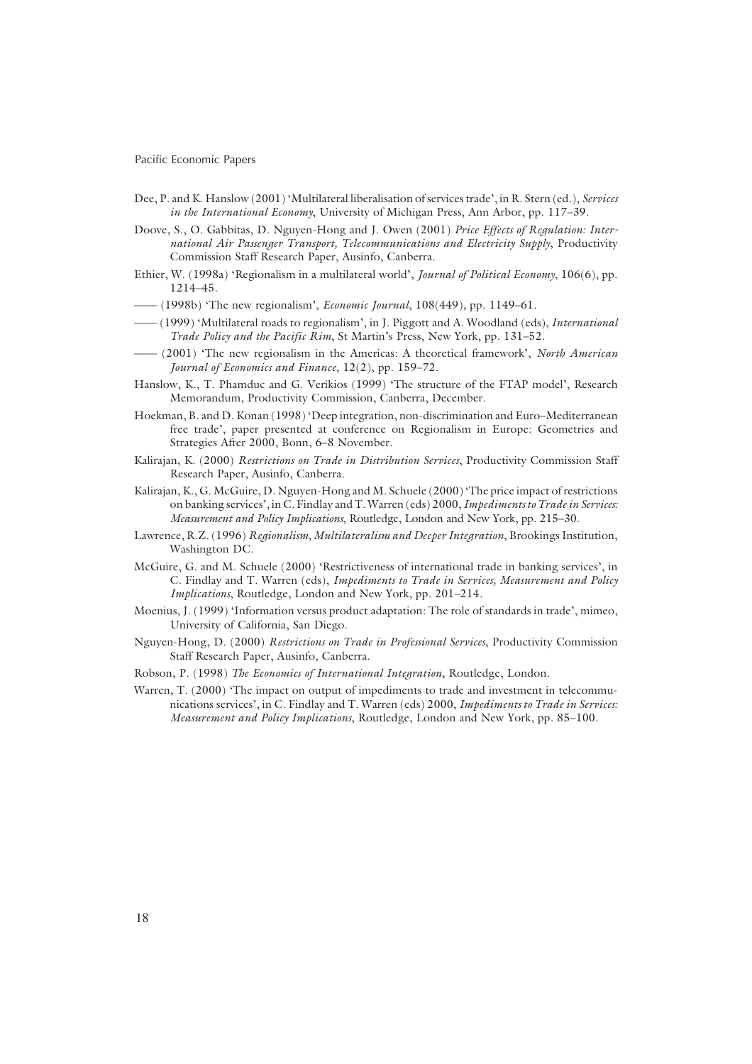Dee, P. and K. Hanslow (2001) 'Multilateral liberalisation of services trade', in R. Stern (ed.), *Services in the International Economy*, University of Michigan Press, Ann Arbor, pp. 117–39.

Doove, S., O. Gabbitas, D. Nguyen-Hong and J. Owen (2001) *Price Effects of Regulation: International Air Passenger Transport, Telecommunications and Electricity Supply*, Productivity Commission Staff Research Paper, Ausinfo, Canberra.

Ethier, W. (1998a) 'Regionalism in a multilateral world', *Journal of Political Economy*, 106(6), pp. 1214–45.

—— (1998b) 'The new regionalism', *Economic Journal*, 108(449), pp. 1149–61.

—— (1999) 'Multilateral roads to regionalism', in J. Piggott and A. Woodland (eds), *International Trade Policy and the Pacific Rim*, St Martin's Press, New York, pp. 131–52.

—— (2001) 'The new regionalism in the Americas: A theoretical framework', *North American Journal of Economics and Finance*, 12(2), pp. 159–72.

Hanslow, K., T. Phamduc and G. Verikios (1999) 'The structure of the FTAP model', Research Memorandum, Productivity Commission, Canberra, December.

Hoekman, B. and D. Konan (1998) 'Deep integration, non-discrimination and Euro–Mediterranean free trade', paper presented at conference on Regionalism in Europe: Geometries and Strategies After 2000, Bonn, 6–8 November.

Kalirajan, K. (2000) *Restrictions on Trade in Distribution Services*, Productivity Commission Staff Research Paper, Ausinfo, Canberra.

Kalirajan, K., G. McGuire, D. Nguyen-Hong and M. Schuele (2000) 'The price impact of restrictions on banking services', in C. Findlay and T. Warren (eds) 2000, *Impediments to Trade in Services: Measurement and Policy Implications*, Routledge, London and New York, pp. 215–30.

Lawrence, R.Z. (1996) *Regionalism, Multilateralism and Deeper Integration*, Brookings Institution, Washington DC.

McGuire, G. and M. Schuele (2000) 'Restrictiveness of international trade in banking services', in C. Findlay and T. Warren (eds), *Impediments to Trade in Services, Measurement and Policy Implications*, Routledge, London and New York, pp. 201–214.

Moenius, J. (1999) 'Information versus product adaptation: The role of standards in trade', mimeo, University of California, San Diego.

Nguyen-Hong, D. (2000) *Restrictions on Trade in Professional Services*, Productivity Commission Staff Research Paper, Ausinfo, Canberra.

Robson, P. (1998) *The Economics of International Integration*, Routledge, London.

Warren, T. (2000) 'The impact on output of impediments to trade and investment in telecommunications services', in C. Findlay and T. Warren (eds) 2000, *Impediments to Trade in Services: Measurement and Policy Implications*, Routledge, London and New York, pp. 85–100.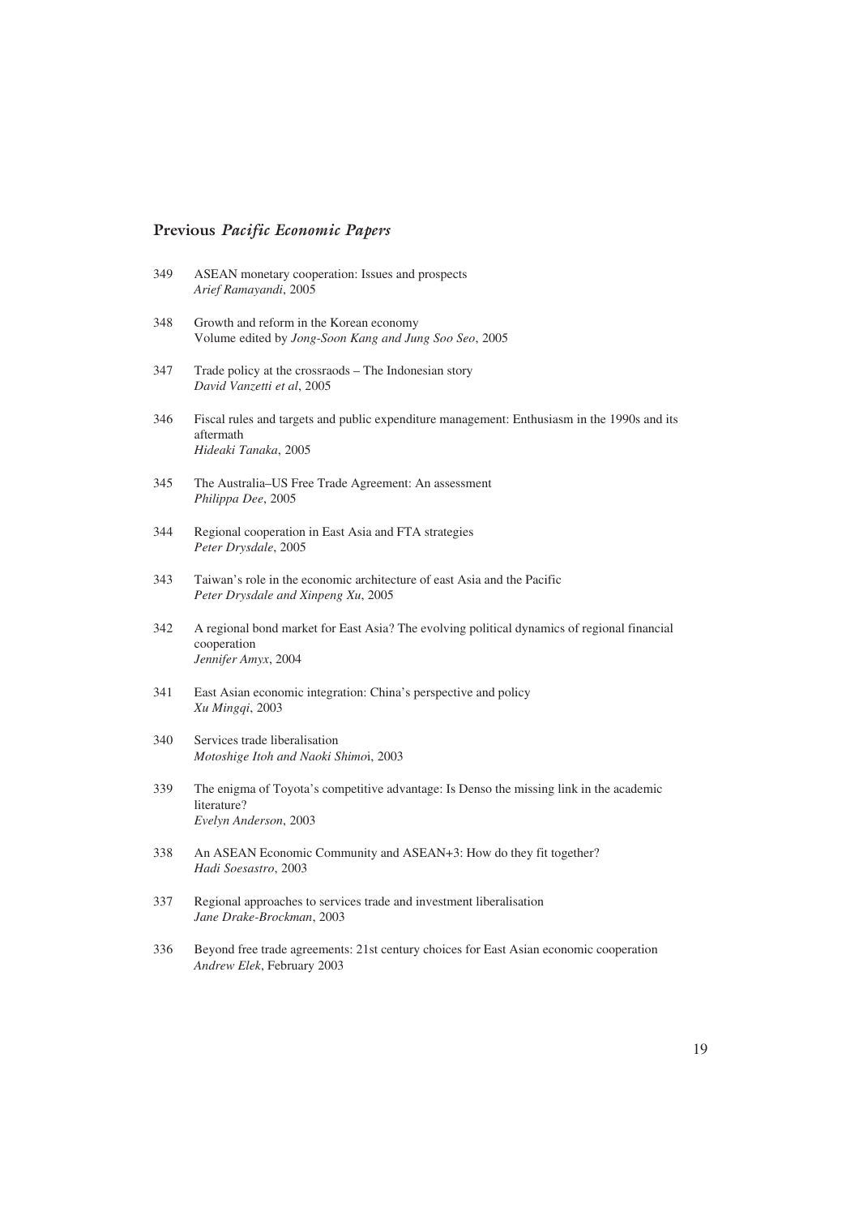## Previous *Pacific Economic Papers*

349 ASEAN monetary cooperation: Issues and prospects
*Arief Ramayandi*, 2005

348 Growth and reform in the Korean economy
Volume edited by *Jong-Soon Kang and Jung Soo Seo*, 2005

347 Trade policy at the crossraods – The Indonesian story
*David Vanzetti et al*, 2005

346 Fiscal rules and targets and public expenditure management: Enthusiasm in the 1990s and its aftermath
*Hideaki Tanaka*, 2005

345 The Australia–US Free Trade Agreement: An assessment
*Philippa Dee*, 2005

344 Regional cooperation in East Asia and FTA strategies
*Peter Drysdale*, 2005

343 Taiwan's role in the economic architecture of east Asia and the Pacific
*Peter Drysdale and Xinpeng Xu*, 2005

342 A regional bond market for East Asia? The evolving political dynamics of regional financial cooperation
*Jennifer Amyx*, 2004

341 East Asian economic integration: China's perspective and policy
*Xu Mingqi*, 2003

340 Services trade liberalisation
*Motoshige Itoh and Naoki Shimoi*, 2003

339 The enigma of Toyota's competitive advantage: Is Denso the missing link in the academic literature?
*Evelyn Anderson*, 2003

338 An ASEAN Economic Community and ASEAN+3: How do they fit together?
*Hadi Soesastro*, 2003

337 Regional approaches to services trade and investment liberalisation
*Jane Drake-Brockman*, 2003

336 Beyond free trade agreements: 21st century choices for East Asian economic cooperation
*Andrew Elek*, February 2003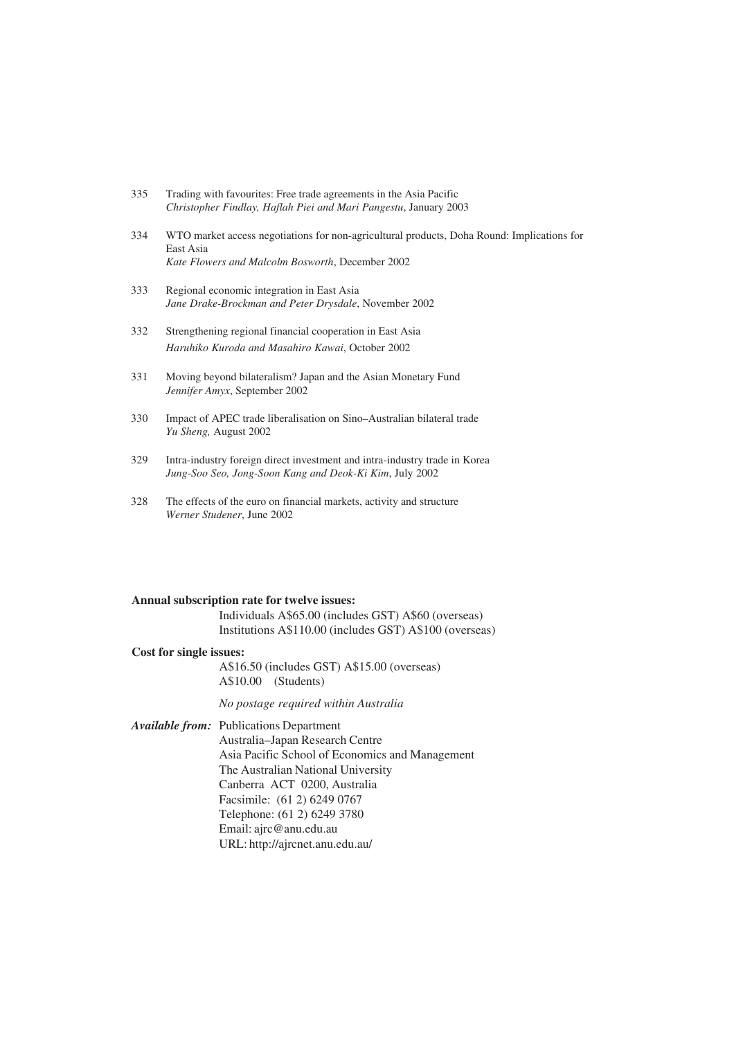335 Trading with favourites: Free trade agreements in the Asia Pacific
*Christopher Findlay, Haflah Piei and Mari Pangestu*, January 2003

334 WTO market access negotiations for non-agricultural products, Doha Round: Implications for East Asia
*Kate Flowers and Malcolm Bosworth*, December 2002

333 Regional economic integration in East Asia
*Jane Drake-Brockman and Peter Drysdale*, November 2002

332 Strengthening regional financial cooperation in East Asia
*Haruhiko Kuroda and Masahiro Kawai*, October 2002

331 Moving beyond bilateralism? Japan and the Asian Monetary Fund
*Jennifer Amyx*, September 2002

330 Impact of APEC trade liberalisation on Sino–Australian bilateral trade
*Yu Sheng,* August 2002

329 Intra-industry foreign direct investment and intra-industry trade in Korea
*Jung-Soo Seo, Jong-Soon Kang and Deok-Ki Kim*, July 2002

328 The effects of the euro on financial markets, activity and structure
*Werner Studener*, June 2002

**Annual subscription rate for twelve issues:**

Individuals A$65.00 (includes GST) A$60 (overseas)
Institutions A$110.00 (includes GST) A$100 (overseas)

**Cost for single issues:**

A$16.50 (includes GST) A$15.00 (overseas)
A$10.00 (Students)

*No postage required within Australia*

***Available from:*** Publications Department
Australia–Japan Research Centre
Asia Pacific School of Economics and Management
The Australian National University
Canberra ACT 0200, Australia
Facsimile: (61 2) 6249 0767
Telephone: (61 2) 6249 3780
Email: ajrc@anu.edu.au
URL: http://ajrcnet.anu.edu.au/